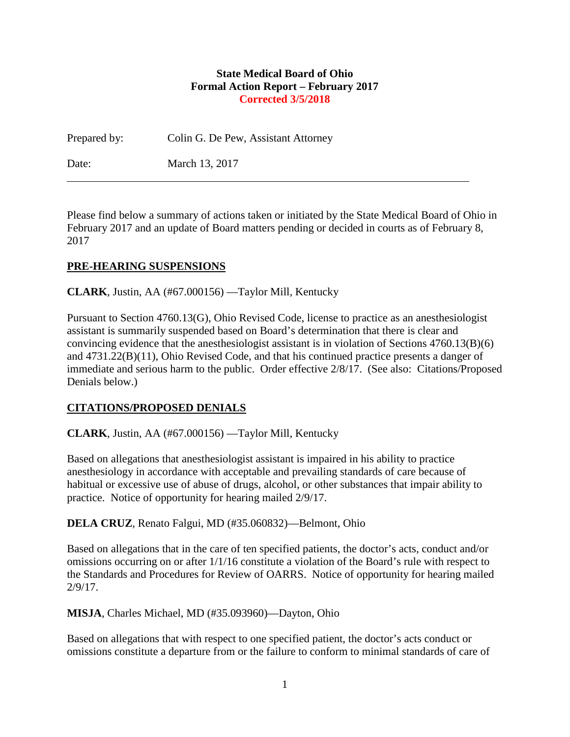**State Medical Board of Ohio**
**Formal Action Report – February 2017**
**Corrected 3/5/2018**

Prepared by: Colin G. De Pew, Assistant Attorney

Date: March 13, 2017

---

Please find below a summary of actions taken or initiated by the State Medical Board of Ohio in February 2017 and an update of Board matters pending or decided in courts as of February 8, 2017

## PRE-HEARING SUSPENSIONS

**CLARK**, Justin, AA (#67.000156) —Taylor Mill, Kentucky

Pursuant to Section 4760.13(G), Ohio Revised Code, license to practice as an anesthesiologist assistant is summarily suspended based on Board's determination that there is clear and convincing evidence that the anesthesiologist assistant is in violation of Sections 4760.13(B)(6) and 4731.22(B)(11), Ohio Revised Code, and that his continued practice presents a danger of immediate and serious harm to the public. Order effective 2/8/17. (See also: Citations/Proposed Denials below.)

## CITATIONS/PROPOSED DENIALS

**CLARK**, Justin, AA (#67.000156) —Taylor Mill, Kentucky

Based on allegations that anesthesiologist assistant is impaired in his ability to practice anesthesiology in accordance with acceptable and prevailing standards of care because of habitual or excessive use of abuse of drugs, alcohol, or other substances that impair ability to practice. Notice of opportunity for hearing mailed 2/9/17.

**DELA CRUZ**, Renato Falgui, MD (#35.060832)—Belmont, Ohio

Based on allegations that in the care of ten specified patients, the doctor's acts, conduct and/or omissions occurring on or after 1/1/16 constitute a violation of the Board's rule with respect to the Standards and Procedures for Review of OARRS. Notice of opportunity for hearing mailed 2/9/17.

**MISJA**, Charles Michael, MD (#35.093960)—Dayton, Ohio

Based on allegations that with respect to one specified patient, the doctor's acts conduct or omissions constitute a departure from or the failure to conform to minimal standards of care of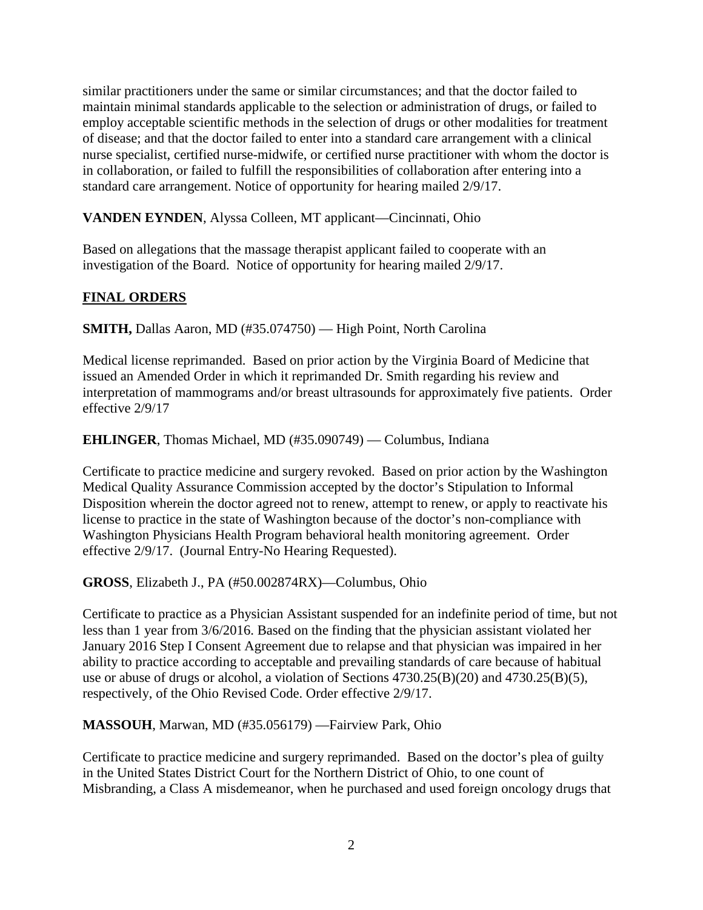similar practitioners under the same or similar circumstances; and that the doctor failed to maintain minimal standards applicable to the selection or administration of drugs, or failed to employ acceptable scientific methods in the selection of drugs or other modalities for treatment of disease; and that the doctor failed to enter into a standard care arrangement with a clinical nurse specialist, certified nurse-midwife, or certified nurse practitioner with whom the doctor is in collaboration, or failed to fulfill the responsibilities of collaboration after entering into a standard care arrangement. Notice of opportunity for hearing mailed 2/9/17.

**VANDEN EYNDEN**, Alyssa Colleen, MT applicant—Cincinnati, Ohio

Based on allegations that the massage therapist applicant failed to cooperate with an investigation of the Board. Notice of opportunity for hearing mailed 2/9/17.

## FINAL ORDERS

**SMITH,** Dallas Aaron, MD (#35.074750) — High Point, North Carolina

Medical license reprimanded. Based on prior action by the Virginia Board of Medicine that issued an Amended Order in which it reprimanded Dr. Smith regarding his review and interpretation of mammograms and/or breast ultrasounds for approximately five patients. Order effective 2/9/17

**EHLINGER**, Thomas Michael, MD (#35.090749) — Columbus, Indiana

Certificate to practice medicine and surgery revoked. Based on prior action by the Washington Medical Quality Assurance Commission accepted by the doctor's Stipulation to Informal Disposition wherein the doctor agreed not to renew, attempt to renew, or apply to reactivate his license to practice in the state of Washington because of the doctor's non-compliance with Washington Physicians Health Program behavioral health monitoring agreement. Order effective 2/9/17. (Journal Entry-No Hearing Requested).

**GROSS**, Elizabeth J., PA (#50.002874RX)—Columbus, Ohio

Certificate to practice as a Physician Assistant suspended for an indefinite period of time, but not less than 1 year from 3/6/2016. Based on the finding that the physician assistant violated her January 2016 Step I Consent Agreement due to relapse and that physician was impaired in her ability to practice according to acceptable and prevailing standards of care because of habitual use or abuse of drugs or alcohol, a violation of Sections 4730.25(B)(20) and 4730.25(B)(5), respectively, of the Ohio Revised Code. Order effective 2/9/17.

**MASSOUH**, Marwan, MD (#35.056179) —Fairview Park, Ohio

Certificate to practice medicine and surgery reprimanded. Based on the doctor's plea of guilty in the United States District Court for the Northern District of Ohio, to one count of Misbranding, a Class A misdemeanor, when he purchased and used foreign oncology drugs that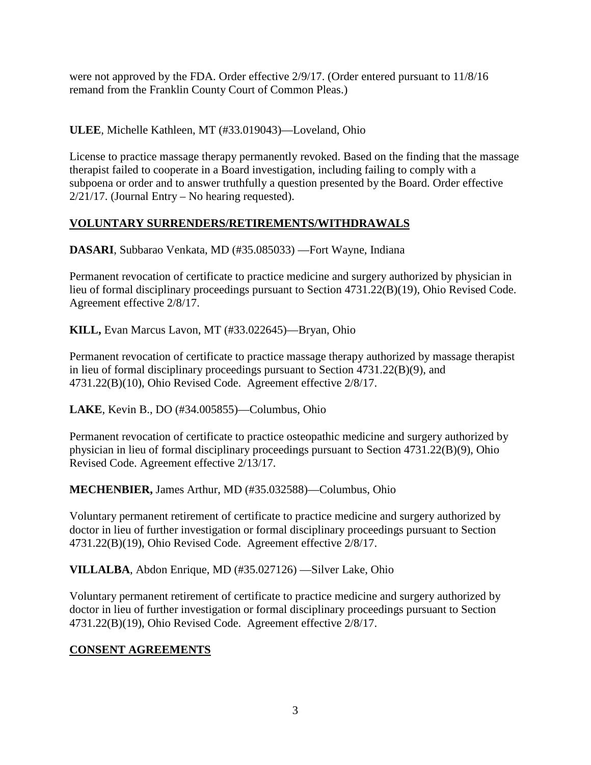were not approved by the FDA. Order effective 2/9/17. (Order entered pursuant to 11/8/16 remand from the Franklin County Court of Common Pleas.)

**ULEE**, Michelle Kathleen, MT (#33.019043)—Loveland, Ohio

License to practice massage therapy permanently revoked. Based on the finding that the massage therapist failed to cooperate in a Board investigation, including failing to comply with a subpoena or order and to answer truthfully a question presented by the Board. Order effective 2/21/17. (Journal Entry – No hearing requested).

## VOLUNTARY SURRENDERS/RETIREMENTS/WITHDRAWALS

**DASARI**, Subbarao Venkata, MD (#35.085033) —Fort Wayne, Indiana

Permanent revocation of certificate to practice medicine and surgery authorized by physician in lieu of formal disciplinary proceedings pursuant to Section 4731.22(B)(19), Ohio Revised Code. Agreement effective 2/8/17.

**KILL,** Evan Marcus Lavon, MT (#33.022645)—Bryan, Ohio

Permanent revocation of certificate to practice massage therapy authorized by massage therapist in lieu of formal disciplinary proceedings pursuant to Section 4731.22(B)(9), and 4731.22(B)(10), Ohio Revised Code. Agreement effective 2/8/17.

**LAKE**, Kevin B., DO (#34.005855)—Columbus, Ohio

Permanent revocation of certificate to practice osteopathic medicine and surgery authorized by physician in lieu of formal disciplinary proceedings pursuant to Section 4731.22(B)(9), Ohio Revised Code. Agreement effective 2/13/17.

**MECHENBIER,** James Arthur, MD (#35.032588)—Columbus, Ohio

Voluntary permanent retirement of certificate to practice medicine and surgery authorized by doctor in lieu of further investigation or formal disciplinary proceedings pursuant to Section 4731.22(B)(19), Ohio Revised Code. Agreement effective 2/8/17.

**VILLALBA**, Abdon Enrique, MD (#35.027126) —Silver Lake, Ohio

Voluntary permanent retirement of certificate to practice medicine and surgery authorized by doctor in lieu of further investigation or formal disciplinary proceedings pursuant to Section 4731.22(B)(19), Ohio Revised Code. Agreement effective 2/8/17.

## CONSENT AGREEMENTS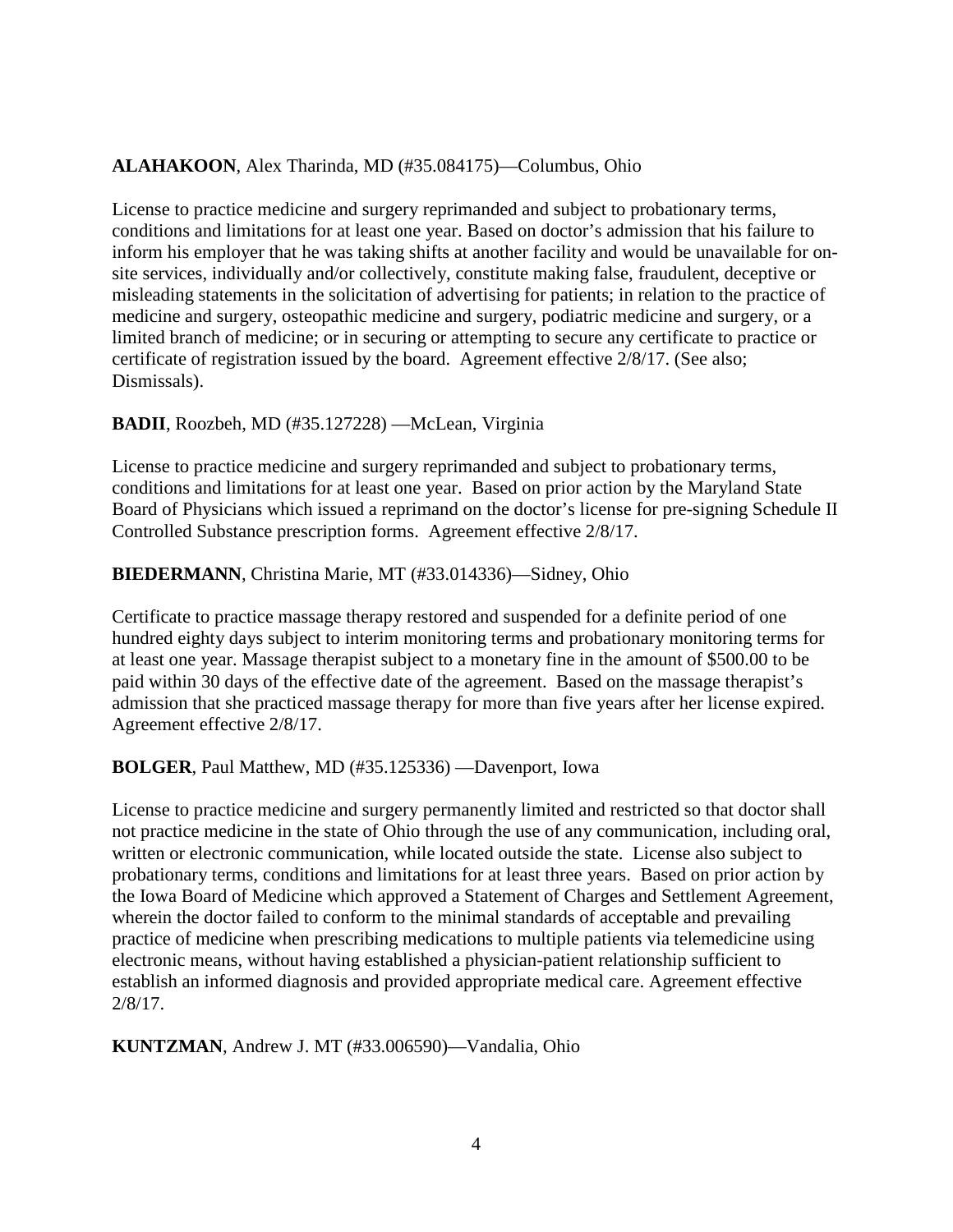**ALAHAKOON**, Alex Tharinda, MD (#35.084175)—Columbus, Ohio

License to practice medicine and surgery reprimanded and subject to probationary terms, conditions and limitations for at least one year. Based on doctor's admission that his failure to inform his employer that he was taking shifts at another facility and would be unavailable for on-site services, individually and/or collectively, constitute making false, fraudulent, deceptive or misleading statements in the solicitation of advertising for patients; in relation to the practice of medicine and surgery, osteopathic medicine and surgery, podiatric medicine and surgery, or a limited branch of medicine; or in securing or attempting to secure any certificate to practice or certificate of registration issued by the board. Agreement effective 2/8/17. (See also; Dismissals).

**BADII**, Roozbeh, MD (#35.127228) —McLean, Virginia

License to practice medicine and surgery reprimanded and subject to probationary terms, conditions and limitations for at least one year. Based on prior action by the Maryland State Board of Physicians which issued a reprimand on the doctor's license for pre-signing Schedule II Controlled Substance prescription forms. Agreement effective 2/8/17.

**BIEDERMANN**, Christina Marie, MT (#33.014336)—Sidney, Ohio

Certificate to practice massage therapy restored and suspended for a definite period of one hundred eighty days subject to interim monitoring terms and probationary monitoring terms for at least one year. Massage therapist subject to a monetary fine in the amount of $500.00 to be paid within 30 days of the effective date of the agreement. Based on the massage therapist's admission that she practiced massage therapy for more than five years after her license expired. Agreement effective 2/8/17.

**BOLGER**, Paul Matthew, MD (#35.125336) —Davenport, Iowa

License to practice medicine and surgery permanently limited and restricted so that doctor shall not practice medicine in the state of Ohio through the use of any communication, including oral, written or electronic communication, while located outside the state. License also subject to probationary terms, conditions and limitations for at least three years. Based on prior action by the Iowa Board of Medicine which approved a Statement of Charges and Settlement Agreement, wherein the doctor failed to conform to the minimal standards of acceptable and prevailing practice of medicine when prescribing medications to multiple patients via telemedicine using electronic means, without having established a physician-patient relationship sufficient to establish an informed diagnosis and provided appropriate medical care. Agreement effective 2/8/17.

**KUNTZMAN**, Andrew J. MT (#33.006590)—Vandalia, Ohio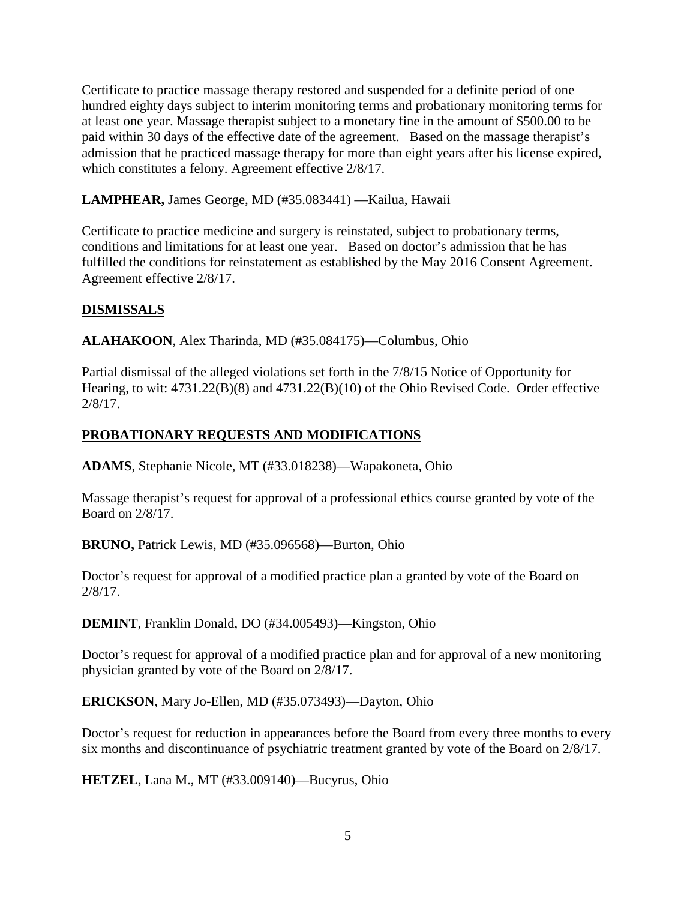Certificate to practice massage therapy restored and suspended for a definite period of one hundred eighty days subject to interim monitoring terms and probationary monitoring terms for at least one year. Massage therapist subject to a monetary fine in the amount of $500.00 to be paid within 30 days of the effective date of the agreement. Based on the massage therapist's admission that he practiced massage therapy for more than eight years after his license expired, which constitutes a felony. Agreement effective 2/8/17.

**LAMPHEAR,** James George, MD (#35.083441) —Kailua, Hawaii

Certificate to practice medicine and surgery is reinstated, subject to probationary terms, conditions and limitations for at least one year. Based on doctor's admission that he has fulfilled the conditions for reinstatement as established by the May 2016 Consent Agreement. Agreement effective 2/8/17.

## DISMISSALS

**ALAHAKOON**, Alex Tharinda, MD (#35.084175)—Columbus, Ohio

Partial dismissal of the alleged violations set forth in the 7/8/15 Notice of Opportunity for Hearing, to wit: 4731.22(B)(8) and 4731.22(B)(10) of the Ohio Revised Code. Order effective 2/8/17.

## PROBATIONARY REQUESTS AND MODIFICATIONS

**ADAMS**, Stephanie Nicole, MT (#33.018238)—Wapakoneta, Ohio

Massage therapist's request for approval of a professional ethics course granted by vote of the Board on 2/8/17.

**BRUNO,** Patrick Lewis, MD (#35.096568)—Burton, Ohio

Doctor's request for approval of a modified practice plan a granted by vote of the Board on 2/8/17.

**DEMINT**, Franklin Donald, DO (#34.005493)—Kingston, Ohio

Doctor's request for approval of a modified practice plan and for approval of a new monitoring physician granted by vote of the Board on 2/8/17.

**ERICKSON**, Mary Jo-Ellen, MD (#35.073493)—Dayton, Ohio

Doctor's request for reduction in appearances before the Board from every three months to every six months and discontinuance of psychiatric treatment granted by vote of the Board on 2/8/17.

**HETZEL**, Lana M., MT (#33.009140)—Bucyrus, Ohio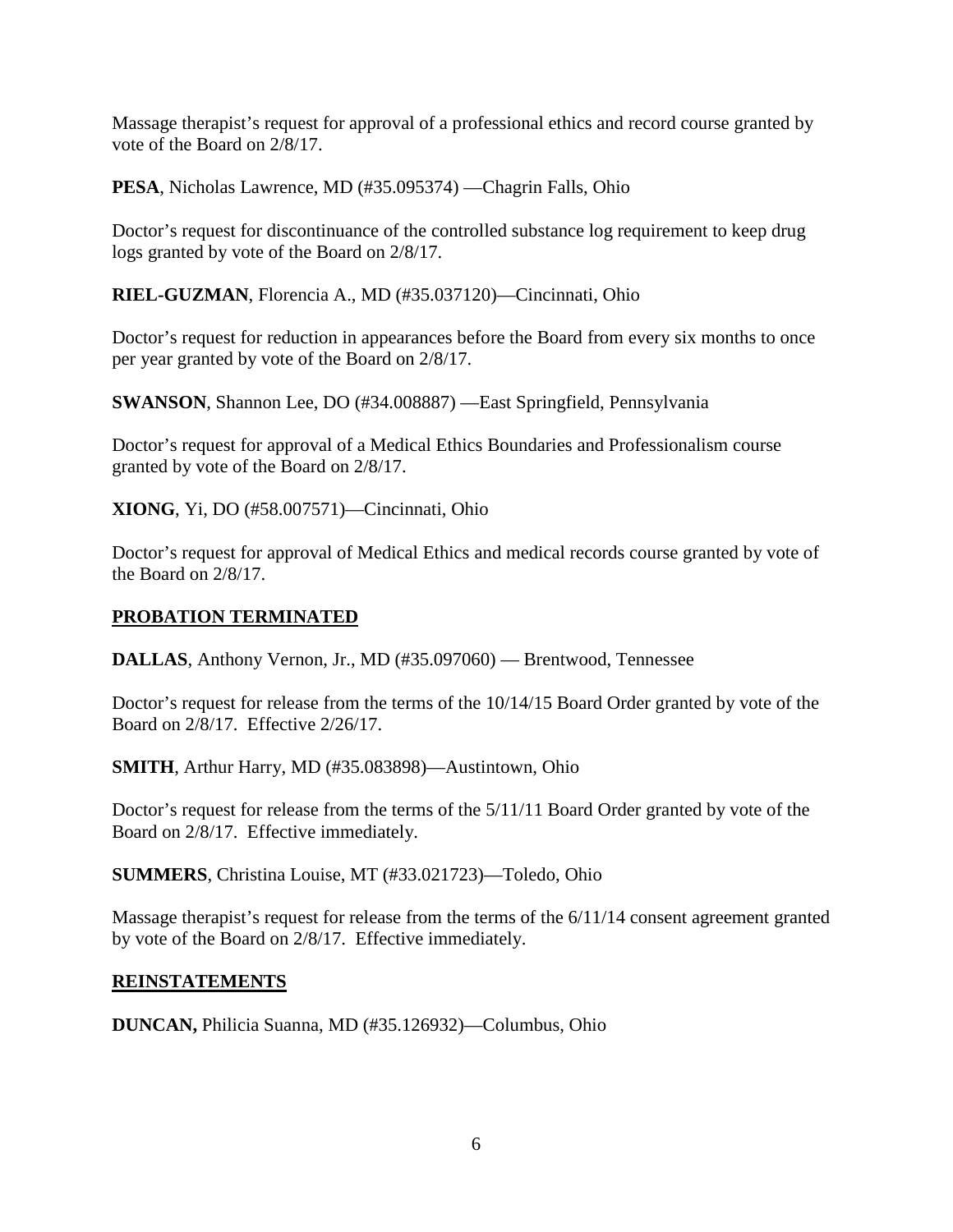Massage therapist's request for approval of a professional ethics and record course granted by vote of the Board on 2/8/17.

**PESA**, Nicholas Lawrence, MD (#35.095374) —Chagrin Falls, Ohio

Doctor's request for discontinuance of the controlled substance log requirement to keep drug logs granted by vote of the Board on 2/8/17.

**RIEL-GUZMAN**, Florencia A., MD (#35.037120)—Cincinnati, Ohio

Doctor's request for reduction in appearances before the Board from every six months to once per year granted by vote of the Board on 2/8/17.

**SWANSON**, Shannon Lee, DO (#34.008887) —East Springfield, Pennsylvania

Doctor's request for approval of a Medical Ethics Boundaries and Professionalism course granted by vote of the Board on 2/8/17.

**XIONG**, Yi, DO (#58.007571)—Cincinnati, Ohio

Doctor's request for approval of Medical Ethics and medical records course granted by vote of the Board on 2/8/17.

## PROBATION TERMINATED

**DALLAS**, Anthony Vernon, Jr., MD (#35.097060) — Brentwood, Tennessee

Doctor's request for release from the terms of the 10/14/15 Board Order granted by vote of the Board on 2/8/17. Effective 2/26/17.

**SMITH**, Arthur Harry, MD (#35.083898)—Austintown, Ohio

Doctor's request for release from the terms of the 5/11/11 Board Order granted by vote of the Board on 2/8/17. Effective immediately.

**SUMMERS**, Christina Louise, MT (#33.021723)—Toledo, Ohio

Massage therapist's request for release from the terms of the 6/11/14 consent agreement granted by vote of the Board on 2/8/17. Effective immediately.

## REINSTATEMENTS

**DUNCAN,** Philicia Suanna, MD (#35.126932)—Columbus, Ohio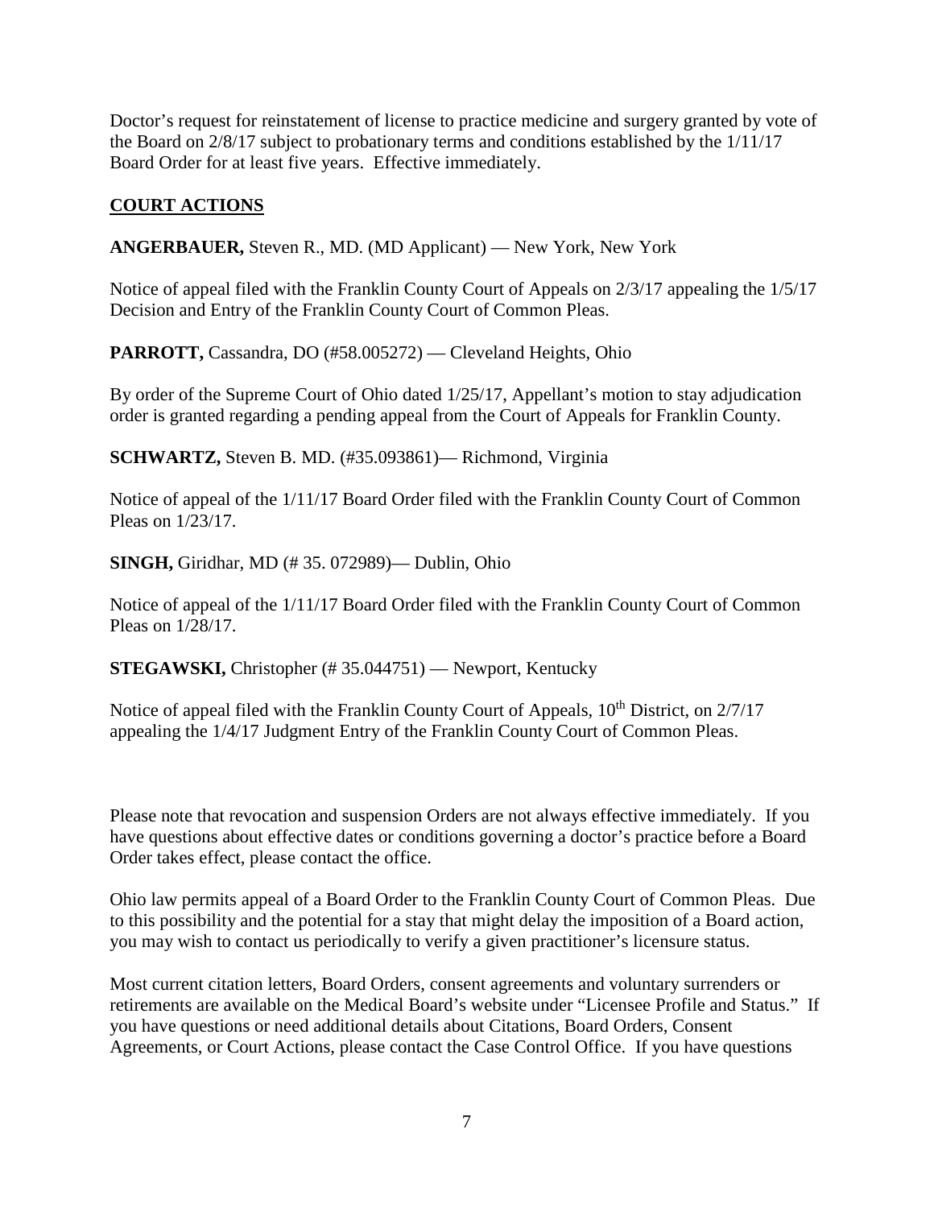Doctor's request for reinstatement of license to practice medicine and surgery granted by vote of the Board on 2/8/17 subject to probationary terms and conditions established by the 1/11/17 Board Order for at least five years. Effective immediately.

## COURT ACTIONS

**ANGERBAUER,** Steven R., MD. (MD Applicant) — New York, New York

Notice of appeal filed with the Franklin County Court of Appeals on 2/3/17 appealing the 1/5/17 Decision and Entry of the Franklin County Court of Common Pleas.

**PARROTT,** Cassandra, DO (#58.005272) — Cleveland Heights, Ohio

By order of the Supreme Court of Ohio dated 1/25/17, Appellant's motion to stay adjudication order is granted regarding a pending appeal from the Court of Appeals for Franklin County.

**SCHWARTZ,** Steven B. MD. (#35.093861)— Richmond, Virginia

Notice of appeal of the 1/11/17 Board Order filed with the Franklin County Court of Common Pleas on 1/23/17.

**SINGH,** Giridhar, MD (# 35. 072989)— Dublin, Ohio

Notice of appeal of the 1/11/17 Board Order filed with the Franklin County Court of Common Pleas on 1/28/17.

**STEGAWSKI,** Christopher (# 35.044751) — Newport, Kentucky

Notice of appeal filed with the Franklin County Court of Appeals, 10th District, on 2/7/17 appealing the 1/4/17 Judgment Entry of the Franklin County Court of Common Pleas.

Please note that revocation and suspension Orders are not always effective immediately. If you have questions about effective dates or conditions governing a doctor's practice before a Board Order takes effect, please contact the office.

Ohio law permits appeal of a Board Order to the Franklin County Court of Common Pleas. Due to this possibility and the potential for a stay that might delay the imposition of a Board action, you may wish to contact us periodically to verify a given practitioner's licensure status.

Most current citation letters, Board Orders, consent agreements and voluntary surrenders or retirements are available on the Medical Board's website under "Licensee Profile and Status." If you have questions or need additional details about Citations, Board Orders, Consent Agreements, or Court Actions, please contact the Case Control Office. If you have questions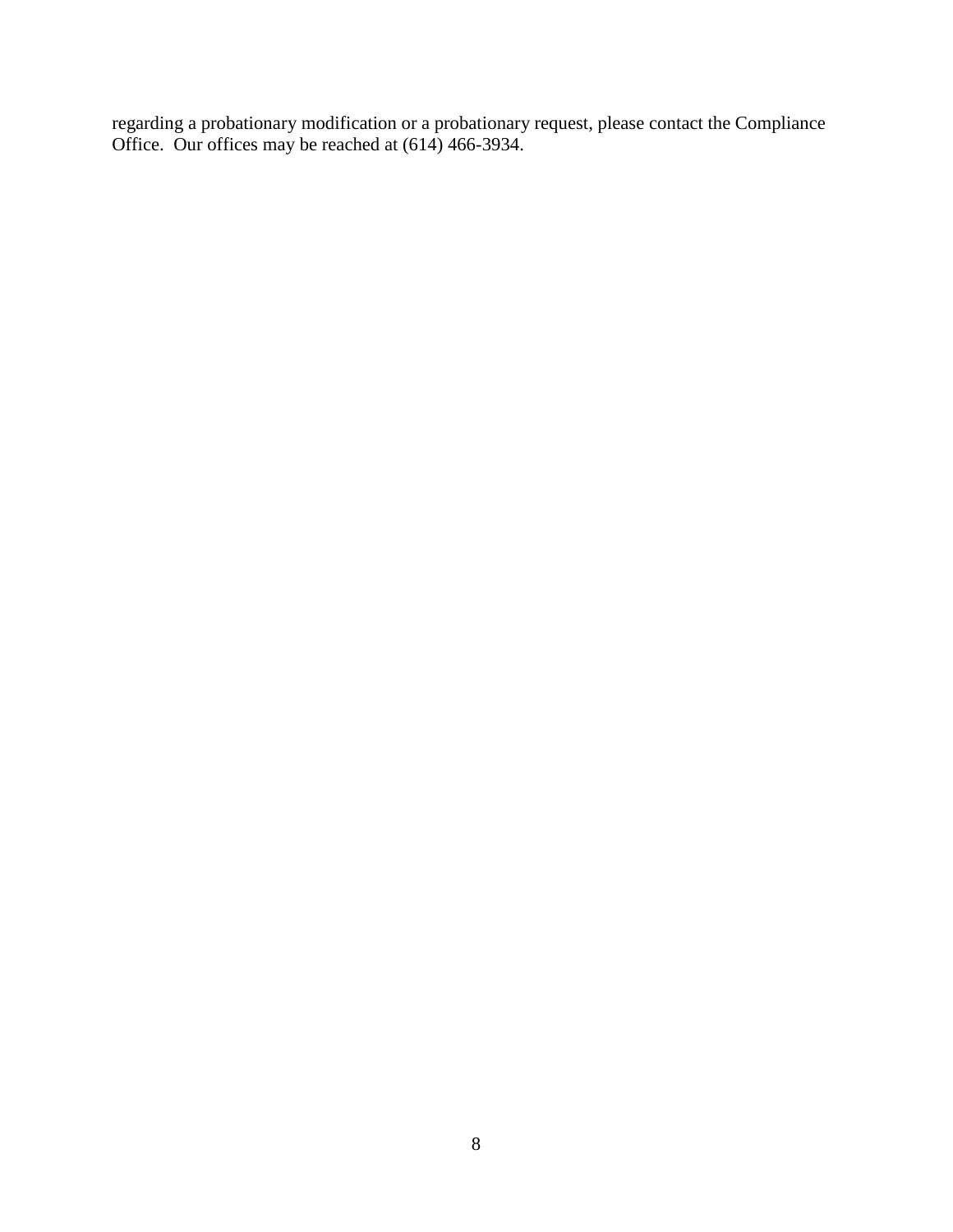regarding a probationary modification or a probationary request, please contact the Compliance Office. Our offices may be reached at (614) 466-3934.